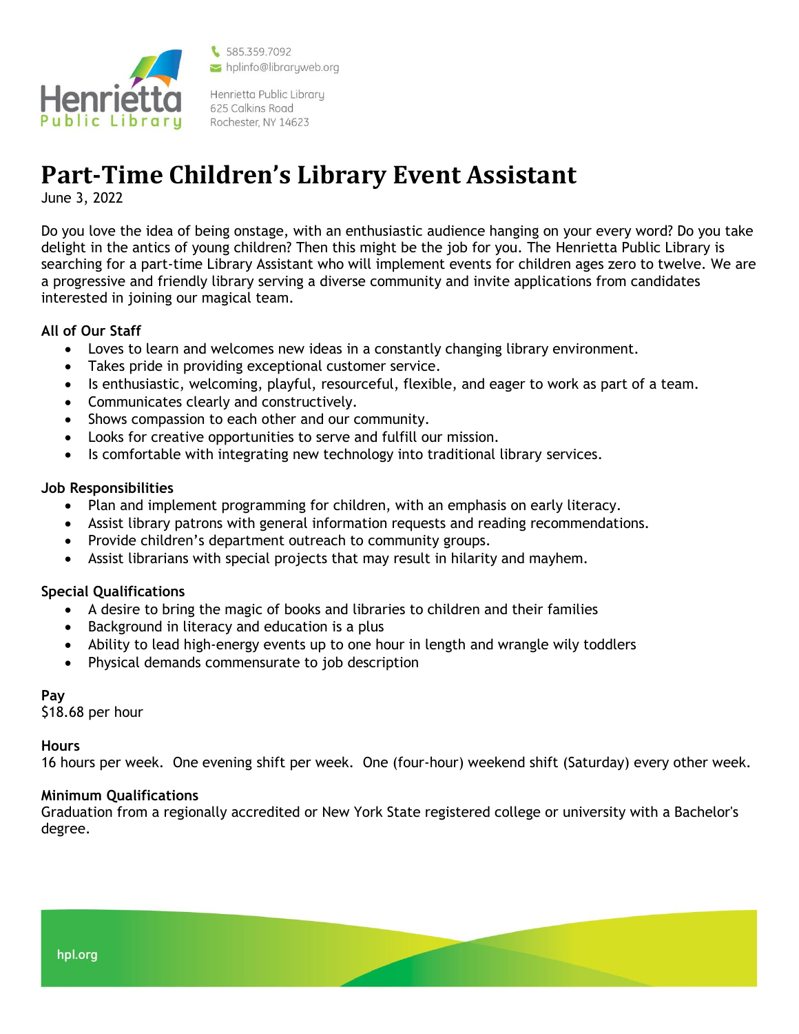Henrietta Public Library

585.359.7092
hplinfo@libraryweb.org

Henrietta Public Library
625 Calkins Road
Rochester, NY 14623

# Part-Time Children's Library Event Assistant

June 3, 2022

Do you love the idea of being onstage, with an enthusiastic audience hanging on your every word? Do you take delight in the antics of young children? Then this might be the job for you. The Henrietta Public Library is searching for a part-time Library Assistant who will implement events for children ages zero to twelve. We are a progressive and friendly library serving a diverse community and invite applications from candidates interested in joining our magical team.

### All of Our Staff

- Loves to learn and welcomes new ideas in a constantly changing library environment.
- Takes pride in providing exceptional customer service.
- Is enthusiastic, welcoming, playful, resourceful, flexible, and eager to work as part of a team.
- Communicates clearly and constructively.
- Shows compassion to each other and our community.
- Looks for creative opportunities to serve and fulfill our mission.
- Is comfortable with integrating new technology into traditional library services.

### Job Responsibilities

- Plan and implement programming for children, with an emphasis on early literacy.
- Assist library patrons with general information requests and reading recommendations.
- Provide children's department outreach to community groups.
- Assist librarians with special projects that may result in hilarity and mayhem.

### Special Qualifications

- A desire to bring the magic of books and libraries to children and their families
- Background in literacy and education is a plus
- Ability to lead high-energy events up to one hour in length and wrangle wily toddlers
- Physical demands commensurate to job description

### Pay

$18.68 per hour

### Hours

16 hours per week. One evening shift per week. One (four-hour) weekend shift (Saturday) every other week.

### Minimum Qualifications

Graduation from a regionally accredited or New York State registered college or university with a Bachelor's degree.

hpl.org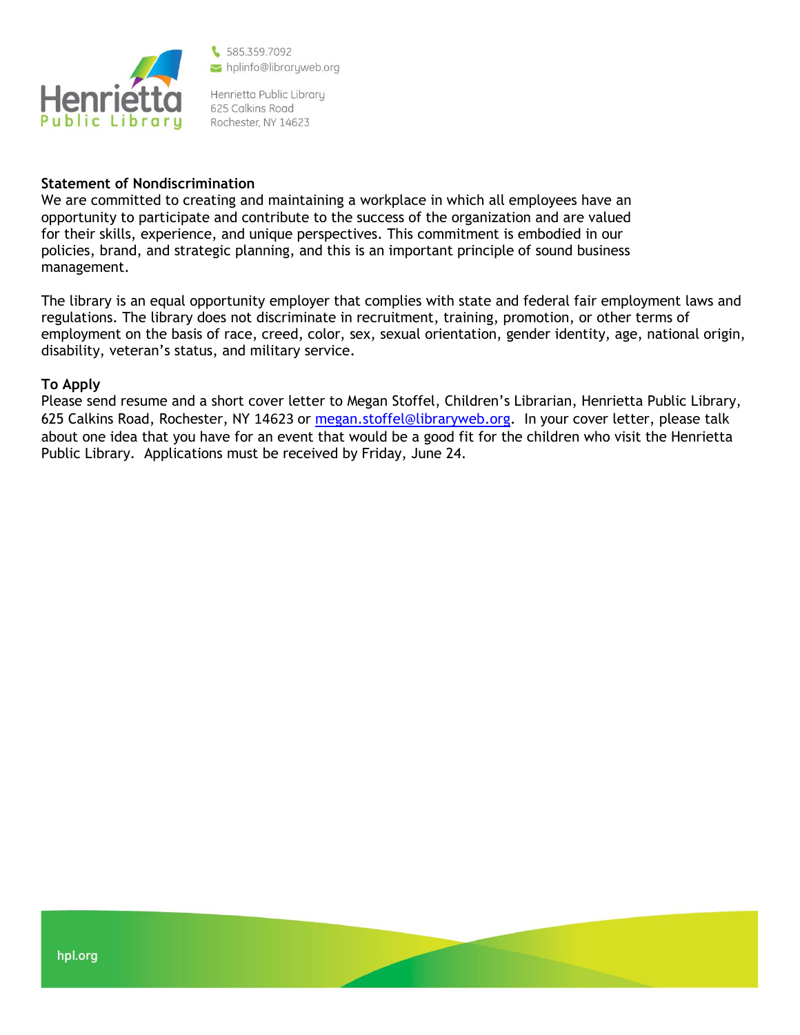585.359.7092
hplinfo@libraryweb.org

Henrietta Public Library
625 Calkins Road
Rochester, NY 14623

**Statement of Nondiscrimination**
We are committed to creating and maintaining a workplace in which all employees have an opportunity to participate and contribute to the success of the organization and are valued for their skills, experience, and unique perspectives. This commitment is embodied in our policies, brand, and strategic planning, and this is an important principle of sound business management.

The library is an equal opportunity employer that complies with state and federal fair employment laws and regulations. The library does not discriminate in recruitment, training, promotion, or other terms of employment on the basis of race, creed, color, sex, sexual orientation, gender identity, age, national origin, disability, veteran's status, and military service.

**To Apply**
Please send resume and a short cover letter to Megan Stoffel, Children's Librarian, Henrietta Public Library, 625 Calkins Road, Rochester, NY 14623 or megan.stoffel@libraryweb.org. In your cover letter, please talk about one idea that you have for an event that would be a good fit for the children who visit the Henrietta Public Library. Applications must be received by Friday, June 24.